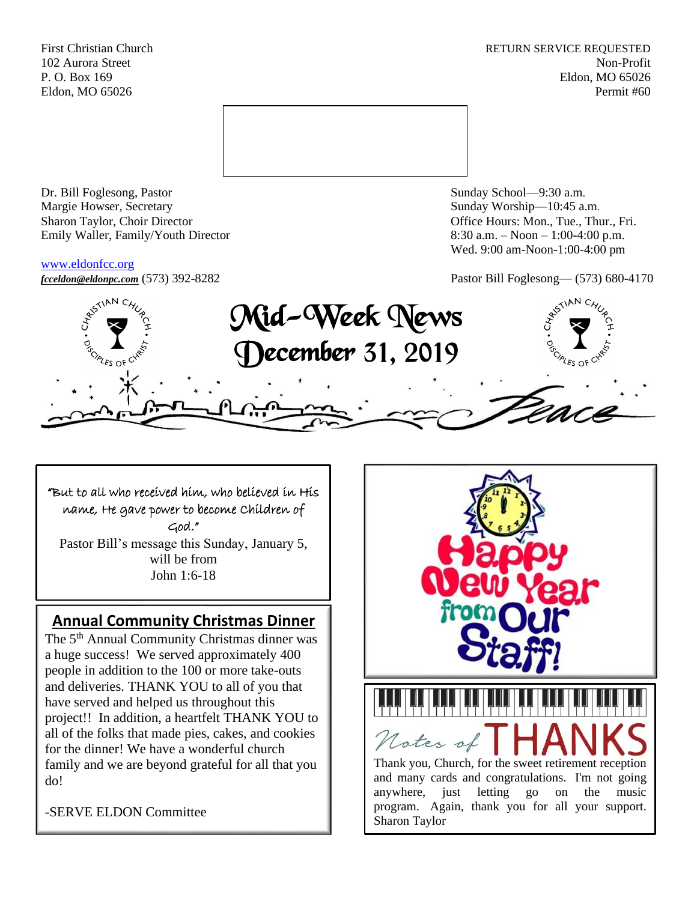First Christian Church
102 Aurora Street
P. O. Box 169
Eldon, MO 65026

RETURN SERVICE REQUESTED
Non-Profit
Eldon, MO 65026
Permit #60

Dr. Bill Foglesong, Pastor
Margie Howser, Secretary
Sharon Taylor, Choir Director
Emily Waller, Family/Youth Director

www.eldonfcc.org
***fcceldon@eldonpc.com*** (573) 392-8282

Sunday School—9:30 a.m.
Sunday Worship—10:45 a.m.
Office Hours: Mon., Tue., Thur., Fri.
8:30 a.m. – Noon – 1:00-4:00 p.m.
Wed. 9:00 am-Noon-1:00-4:00 pm

Pastor Bill Foglesong— (573) 680-4170

# Mid-Week News
# December 31, 2019

Peace

"But to all who received him, who believed in His name, He gave power to become Children of God."

Pastor Bill's message this Sunday, January 5, will be from John 1:6-18

## Annual Community Christmas Dinner

The 5th Annual Community Christmas dinner was a huge success! We served approximately 400 people in addition to the 100 or more take-outs and deliveries. THANK YOU to all of you that have served and helped us throughout this project!! In addition, a heartfelt THANK YOU to all of the folks that made pies, cakes, and cookies for the dinner! We have a wonderful church family and we are beyond grateful for all that you do!

-SERVE ELDON Committee

Happy New Year from Our Staff!

## Notes of THANKS

Thank you, Church, for the sweet retirement reception and many cards and congratulations. I'm not going anywhere, just letting go on the music program. Again, thank you for all your support. Sharon Taylor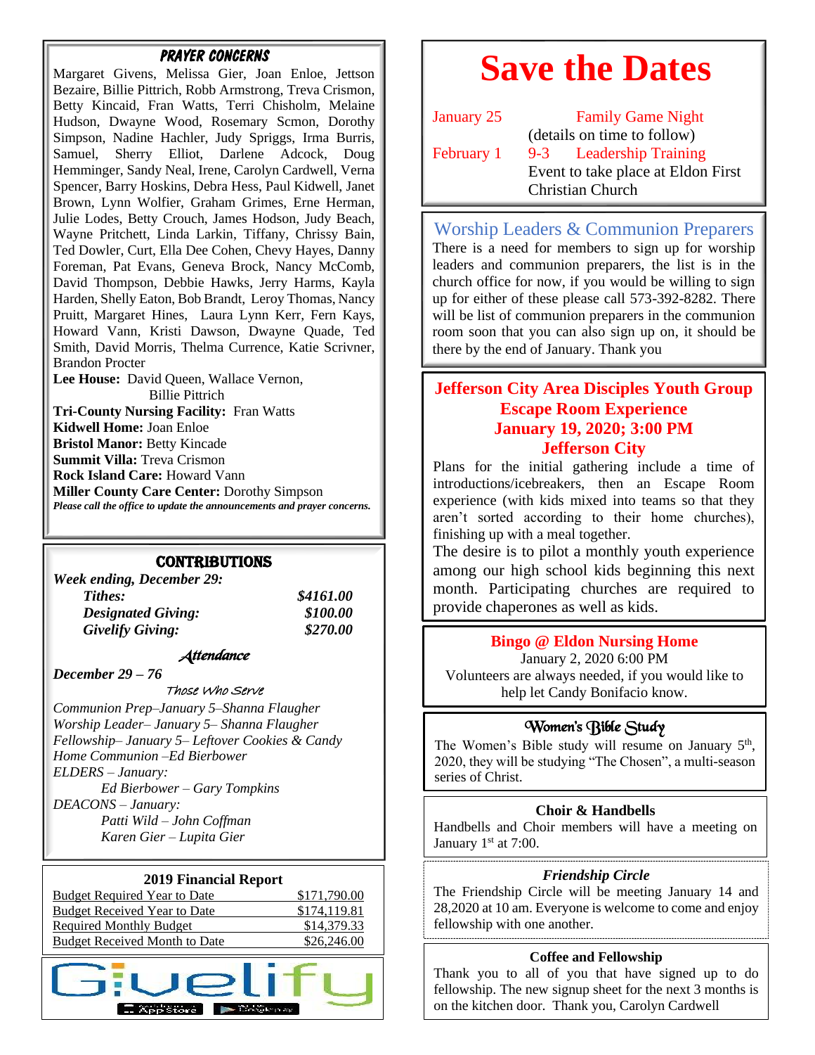## PRAYER CONCERNS

Margaret Givens, Melissa Gier, Joan Enloe, Jettson Bezaire, Billie Pittrich, Robb Armstrong, Treva Crismon, Betty Kincaid, Fran Watts, Terri Chisholm, Melaine Hudson, Dwayne Wood, Rosemary Scmon, Dorothy Simpson, Nadine Hachler, Judy Spriggs, Irma Burris, Samuel, Sherry Elliot, Darlene Adcock, Doug Hemminger, Sandy Neal, Irene, Carolyn Cardwell, Verna Spencer, Barry Hoskins, Debra Hess, Paul Kidwell, Janet Brown, Lynn Wolfier, Graham Grimes, Erne Herman, Julie Lodes, Betty Crouch, James Hodson, Judy Beach, Wayne Pritchett, Linda Larkin, Tiffany, Chrissy Bain, Ted Dowler, Curt, Ella Dee Cohen, Chevy Hayes, Danny Foreman, Pat Evans, Geneva Brock, Nancy McComb, David Thompson, Debbie Hawks, Jerry Harms, Kayla Harden, Shelly Eaton, Bob Brandt, Leroy Thomas, Nancy Pruitt, Margaret Hines, Laura Lynn Kerr, Fern Kays, Howard Vann, Kristi Dawson, Dwayne Quade, Ted Smith, David Morris, Thelma Currence, Katie Scrivner, Brandon Procter

**Lee House:** David Queen, Wallace Vernon, Billie Pittrich
**Tri-County Nursing Facility:** Fran Watts
**Kidwell Home:** Joan Enloe
**Bristol Manor:** Betty Kincade
**Summit Villa:** Treva Crismon
**Rock Island Care:** Howard Vann
**Miller County Care Center:** Dorothy Simpson

***Please call the office to update the announcements and prayer concerns.***

## CONTRIBUTIONS

***Week ending, December 29:***

| | |
|---|---|
| ***Tithes:*** | ***$4161.00*** |
| ***Designated Giving:*** | ***$100.00*** |
| ***Givelify Giving:*** | ***$270.00*** |

### *Attendance*

***December 29 – 76***

*Those Who Serve*

*Communion Prep–January 5–Shanna Flaugher*
*Worship Leader– January 5– Shanna Flaugher*
*Fellowship– January 5– Leftover Cookies & Candy*
*Home Communion –Ed Bierbower*
*ELDERS – January:*
*Ed Bierbower – Gary Tompkins*
*DEACONS – January:*
*Patti Wild – John Coffman*
*Karen Gier – Lupita Gier*

## 2019 Financial Report

| | |
|---|---|
| Budget Required Year to Date | $171,790.00 |
| Budget Received Year to Date | $174,119.81 |
| Required Monthly Budget | $14,379.33 |
| Budget Received Month to Date | $26,246.00 |

Givelify

# Save the Dates

January 25 — Family Game Night
(details on time to follow)

February 1 — 9-3 Leadership Training
Event to take place at Eldon First Christian Church

## Worship Leaders & Communion Preparers

There is a need for members to sign up for worship leaders and communion preparers, the list is in the church office for now, if you would be willing to sign up for either of these please call 573-392-8282. There will be list of communion preparers in the communion room soon that you can also sign up on, it should be there by the end of January. Thank you

## Jefferson City Area Disciples Youth Group Escape Room Experience January 19, 2020; 3:00 PM Jefferson City

Plans for the initial gathering include a time of introductions/icebreakers, then an Escape Room experience (with kids mixed into teams so that they aren't sorted according to their home churches), finishing up with a meal together.

The desire is to pilot a monthly youth experience among our high school kids beginning this next month. Participating churches are required to provide chaperones as well as kids.

## Bingo @ Eldon Nursing Home

January 2, 2020 6:00 PM
Volunteers are always needed, if you would like to help let Candy Bonifacio know.

## Women's Bible Study

The Women's Bible study will resume on January 5th, 2020, they will be studying "The Chosen", a multi-season series of Christ.

## Choir & Handbells

Handbells and Choir members will have a meeting on January 1st at 7:00.

## *Friendship Circle*

The Friendship Circle will be meeting January 14 and 28,2020 at 10 am. Everyone is welcome to come and enjoy fellowship with one another.

## Coffee and Fellowship

Thank you to all of you that have signed up to do fellowship. The new signup sheet for the next 3 months is on the kitchen door. Thank you, Carolyn Cardwell